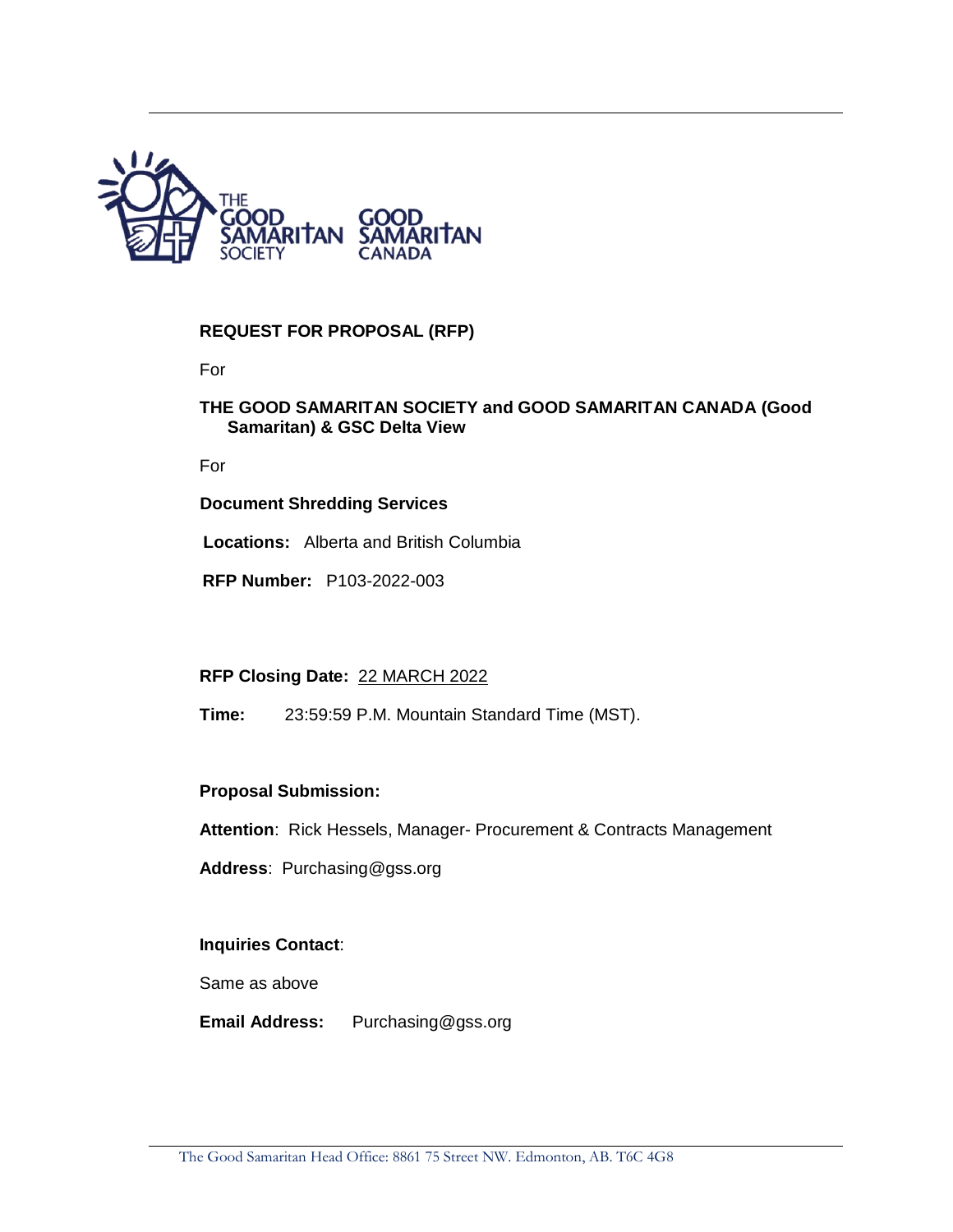THE GOOD SAMARITAN SOCIETY GOOD SAMARITAN CANADA

# REQUEST FOR PROPOSAL (RFP)

For

**THE GOOD SAMARITAN SOCIETY and GOOD SAMARITAN CANADA (Good Samaritan) & GSC Delta View**

For

**Document Shredding Services**

**Locations:** Alberta and British Columbia

**RFP Number:** P103-2022-003

**RFP Closing Date:** 22 MARCH 2022

**Time:** 23:59:59 P.M. Mountain Standard Time (MST).

**Proposal Submission:**

**Attention**: Rick Hessels, Manager- Procurement & Contracts Management

**Address**: Purchasing@gss.org

**Inquiries Contact**:

Same as above

**Email Address:** Purchasing@gss.org

The Good Samaritan Head Office: 8861 75 Street NW. Edmonton, AB. T6C 4G8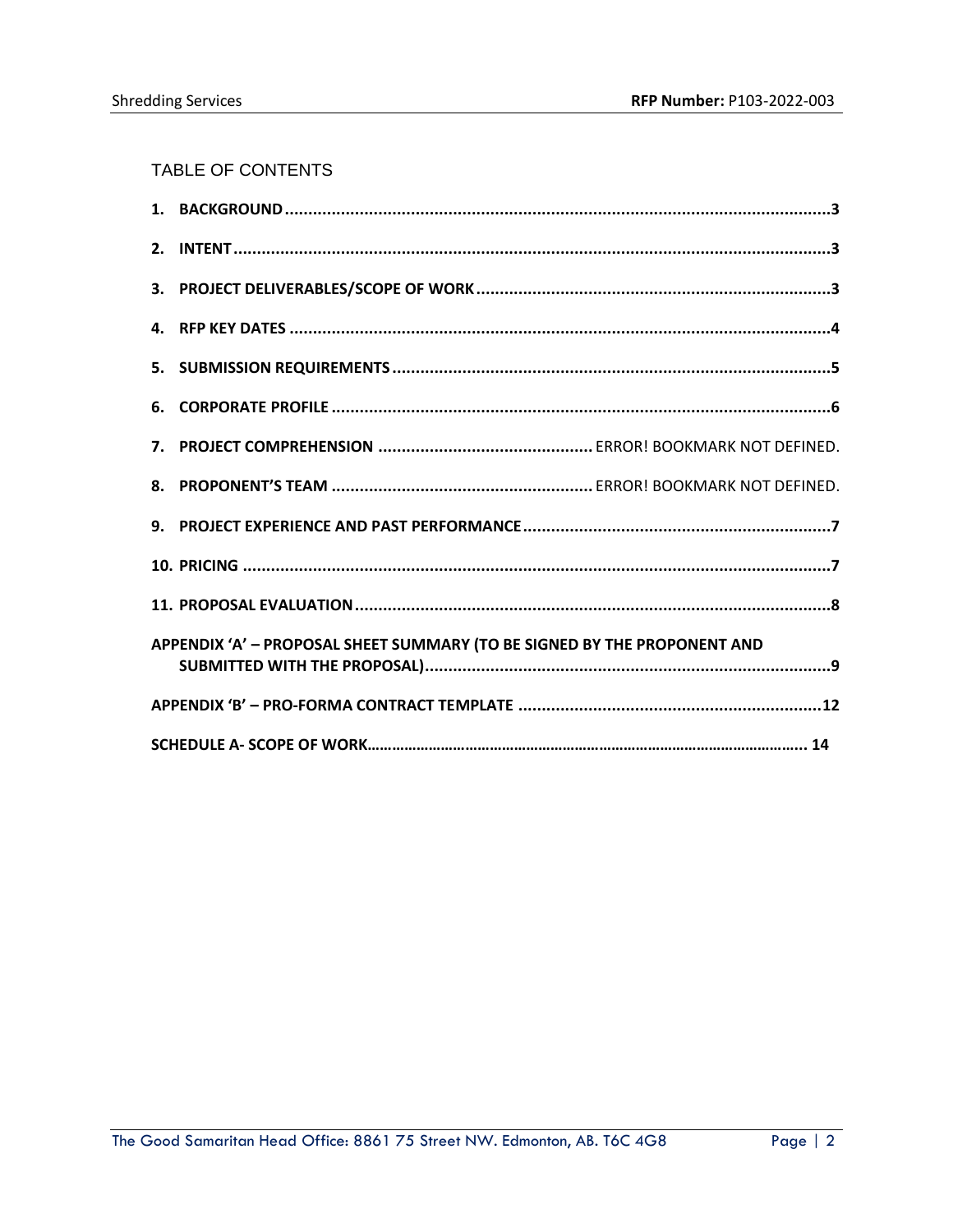## TABLE OF CONTENTS

1. **BACKGROUND** ............................................................ 3
2. **INTENT** ............................................................ 3
3. **PROJECT DELIVERABLES/SCOPE OF WORK** ............................................................ 3
4. **RFP KEY DATES** ............................................................ 4
5. **SUBMISSION REQUIREMENTS** ............................................................ 5
6. **CORPORATE PROFILE** ............................................................ 6
7. **PROJECT COMPREHENSION** ............................................................ ERROR! BOOKMARK NOT DEFINED.
8. **PROPONENT'S TEAM** ............................................................ ERROR! BOOKMARK NOT DEFINED.
9. **PROJECT EXPERIENCE AND PAST PERFORMANCE** ............................................................ 7
10. **PRICING** ............................................................ 7
11. **PROPOSAL EVALUATION** ............................................................ 8

**APPENDIX 'A' – PROPOSAL SHEET SUMMARY (TO BE SIGNED BY THE PROPONENT AND SUBMITTED WITH THE PROPOSAL)** ............................................................ 9

**APPENDIX 'B' – PRO-FORMA CONTRACT TEMPLATE** ............................................................ 12

**SCHEDULE A- SCOPE OF WORK** ............................................................ 14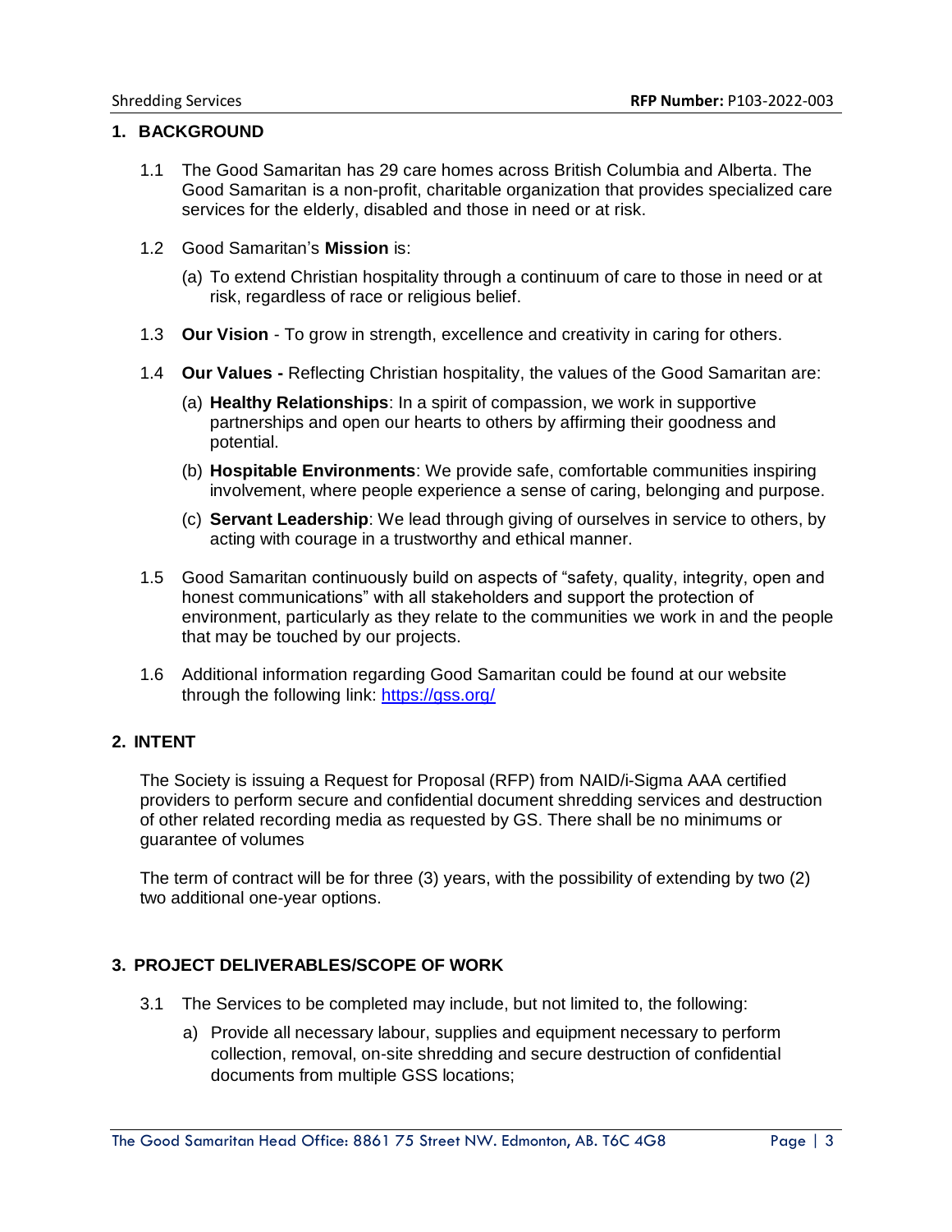## 1. BACKGROUND

1.1 The Good Samaritan has 29 care homes across British Columbia and Alberta. The Good Samaritan is a non-profit, charitable organization that provides specialized care services for the elderly, disabled and those in need or at risk.

1.2 Good Samaritan's **Mission** is:

(a) To extend Christian hospitality through a continuum of care to those in need or at risk, regardless of race or religious belief.

1.3 **Our Vision** - To grow in strength, excellence and creativity in caring for others.

1.4 **Our Values -** Reflecting Christian hospitality, the values of the Good Samaritan are:

(a) **Healthy Relationships**: In a spirit of compassion, we work in supportive partnerships and open our hearts to others by affirming their goodness and potential.

(b) **Hospitable Environments**: We provide safe, comfortable communities inspiring involvement, where people experience a sense of caring, belonging and purpose.

(c) **Servant Leadership**: We lead through giving of ourselves in service to others, by acting with courage in a trustworthy and ethical manner.

1.5 Good Samaritan continuously build on aspects of "safety, quality, integrity, open and honest communications" with all stakeholders and support the protection of environment, particularly as they relate to the communities we work in and the people that may be touched by our projects.

1.6 Additional information regarding Good Samaritan could be found at our website through the following link: [https://gss.org/](https://gss.org/)

## 2. INTENT

The Society is issuing a Request for Proposal (RFP) from NAID/i-Sigma AAA certified providers to perform secure and confidential document shredding services and destruction of other related recording media as requested by GS. There shall be no minimums or guarantee of volumes

The term of contract will be for three (3) years, with the possibility of extending by two (2) two additional one-year options.

## 3. PROJECT DELIVERABLES/SCOPE OF WORK

3.1 The Services to be completed may include, but not limited to, the following:

a) Provide all necessary labour, supplies and equipment necessary to perform collection, removal, on-site shredding and secure destruction of confidential documents from multiple GSS locations;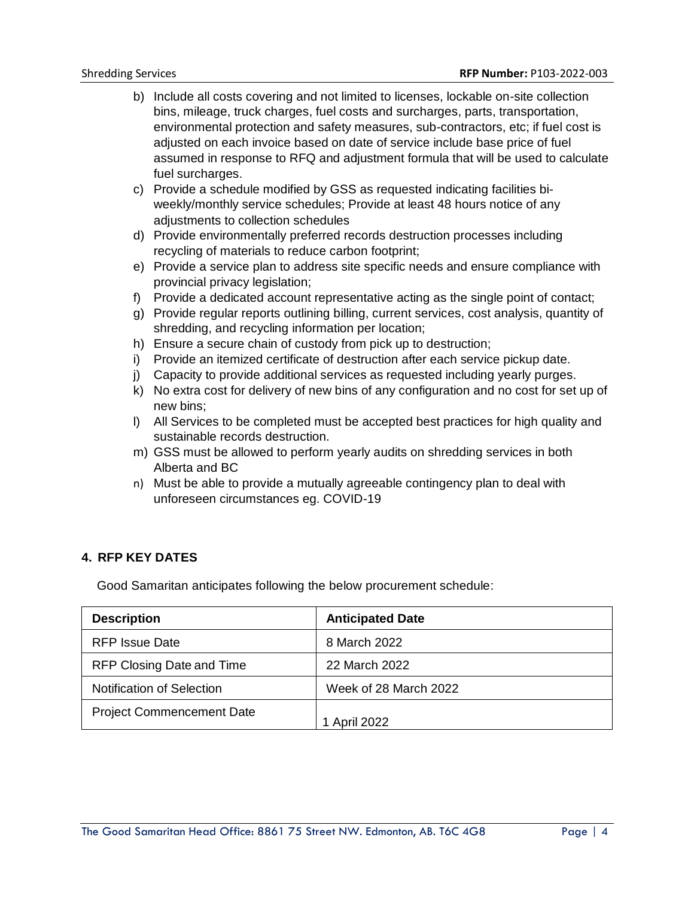b) Include all costs covering and not limited to licenses, lockable on-site collection bins, mileage, truck charges, fuel costs and surcharges, parts, transportation, environmental protection and safety measures, sub-contractors, etc; if fuel cost is adjusted on each invoice based on date of service include base price of fuel assumed in response to RFQ and adjustment formula that will be used to calculate fuel surcharges.

c) Provide a schedule modified by GSS as requested indicating facilities bi-weekly/monthly service schedules; Provide at least 48 hours notice of any adjustments to collection schedules

d) Provide environmentally preferred records destruction processes including recycling of materials to reduce carbon footprint;

e) Provide a service plan to address site specific needs and ensure compliance with provincial privacy legislation;

f) Provide a dedicated account representative acting as the single point of contact;

g) Provide regular reports outlining billing, current services, cost analysis, quantity of shredding, and recycling information per location;

h) Ensure a secure chain of custody from pick up to destruction;

i) Provide an itemized certificate of destruction after each service pickup date.

j) Capacity to provide additional services as requested including yearly purges.

k) No extra cost for delivery of new bins of any configuration and no cost for set up of new bins;

l) All Services to be completed must be accepted best practices for high quality and sustainable records destruction.

m) GSS must be allowed to perform yearly audits on shredding services in both Alberta and BC

n) Must be able to provide a mutually agreeable contingency plan to deal with unforeseen circumstances eg. COVID-19

## 4. RFP KEY DATES

Good Samaritan anticipates following the below procurement schedule:

| Description | Anticipated Date |
|---|---|
| RFP Issue Date | 8 March 2022 |
| RFP Closing Date and Time | 22 March 2022 |
| Notification of Selection | Week of 28 March 2022 |
| Project Commencement Date | 1 April 2022 |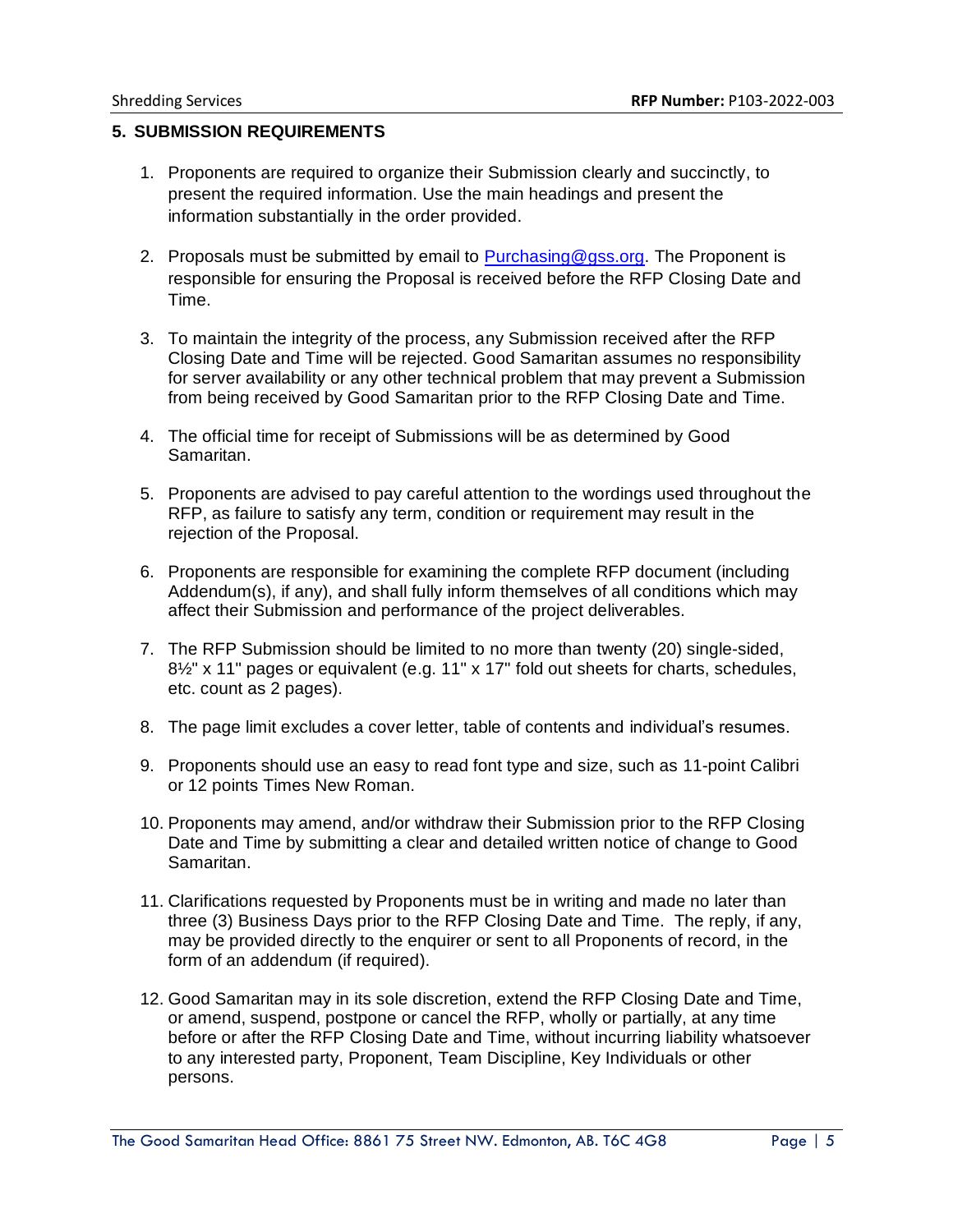## 5. SUBMISSION REQUIREMENTS

1. Proponents are required to organize their Submission clearly and succinctly, to present the required information. Use the main headings and present the information substantially in the order provided.

2. Proposals must be submitted by email to Purchasing@gss.org. The Proponent is responsible for ensuring the Proposal is received before the RFP Closing Date and Time.

3. To maintain the integrity of the process, any Submission received after the RFP Closing Date and Time will be rejected. Good Samaritan assumes no responsibility for server availability or any other technical problem that may prevent a Submission from being received by Good Samaritan prior to the RFP Closing Date and Time.

4. The official time for receipt of Submissions will be as determined by Good Samaritan.

5. Proponents are advised to pay careful attention to the wordings used throughout the RFP, as failure to satisfy any term, condition or requirement may result in the rejection of the Proposal.

6. Proponents are responsible for examining the complete RFP document (including Addendum(s), if any), and shall fully inform themselves of all conditions which may affect their Submission and performance of the project deliverables.

7. The RFP Submission should be limited to no more than twenty (20) single-sided, 8½" x 11" pages or equivalent (e.g. 11" x 17" fold out sheets for charts, schedules, etc. count as 2 pages).

8. The page limit excludes a cover letter, table of contents and individual's resumes.

9. Proponents should use an easy to read font type and size, such as 11-point Calibri or 12 points Times New Roman.

10. Proponents may amend, and/or withdraw their Submission prior to the RFP Closing Date and Time by submitting a clear and detailed written notice of change to Good Samaritan.

11. Clarifications requested by Proponents must be in writing and made no later than three (3) Business Days prior to the RFP Closing Date and Time. The reply, if any, may be provided directly to the enquirer or sent to all Proponents of record, in the form of an addendum (if required).

12. Good Samaritan may in its sole discretion, extend the RFP Closing Date and Time, or amend, suspend, postpone or cancel the RFP, wholly or partially, at any time before or after the RFP Closing Date and Time, without incurring liability whatsoever to any interested party, Proponent, Team Discipline, Key Individuals or other persons.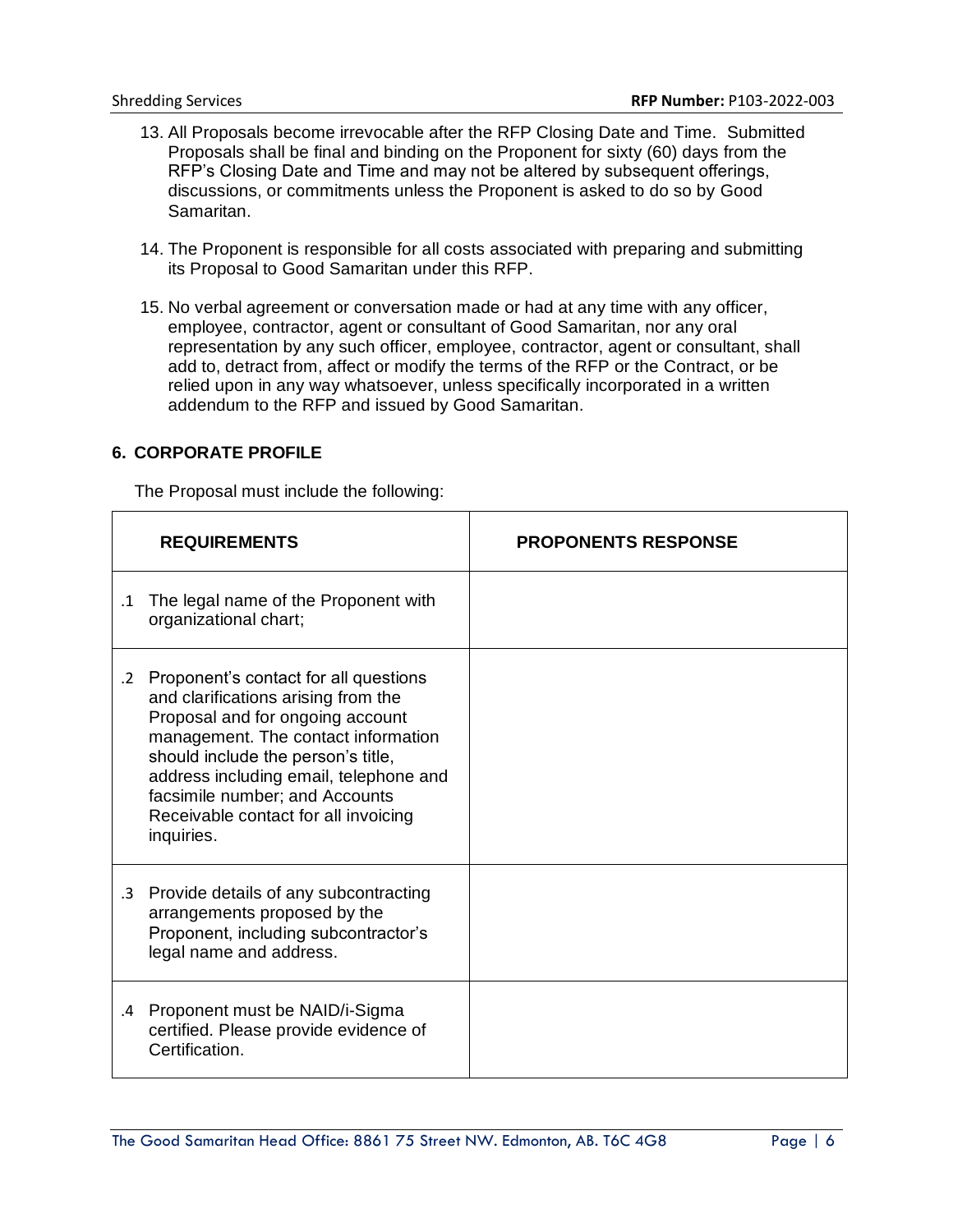13. All Proposals become irrevocable after the RFP Closing Date and Time. Submitted Proposals shall be final and binding on the Proponent for sixty (60) days from the RFP's Closing Date and Time and may not be altered by subsequent offerings, discussions, or commitments unless the Proponent is asked to do so by Good Samaritan.

14. The Proponent is responsible for all costs associated with preparing and submitting its Proposal to Good Samaritan under this RFP.

15. No verbal agreement or conversation made or had at any time with any officer, employee, contractor, agent or consultant of Good Samaritan, nor any oral representation by any such officer, employee, contractor, agent or consultant, shall add to, detract from, affect or modify the terms of the RFP or the Contract, or be relied upon in any way whatsoever, unless specifically incorporated in a written addendum to the RFP and issued by Good Samaritan.

## 6. CORPORATE PROFILE

The Proposal must include the following:

| REQUIREMENTS | PROPONENTS RESPONSE |
|---|---|
| .1 The legal name of the Proponent with organizational chart; | |
| .2 Proponent's contact for all questions and clarifications arising from the Proposal and for ongoing account management. The contact information should include the person's title, address including email, telephone and facsimile number; and Accounts Receivable contact for all invoicing inquiries. | |
| .3 Provide details of any subcontracting arrangements proposed by the Proponent, including subcontractor's legal name and address. | |
| .4 Proponent must be NAID/i-Sigma certified. Please provide evidence of Certification. | |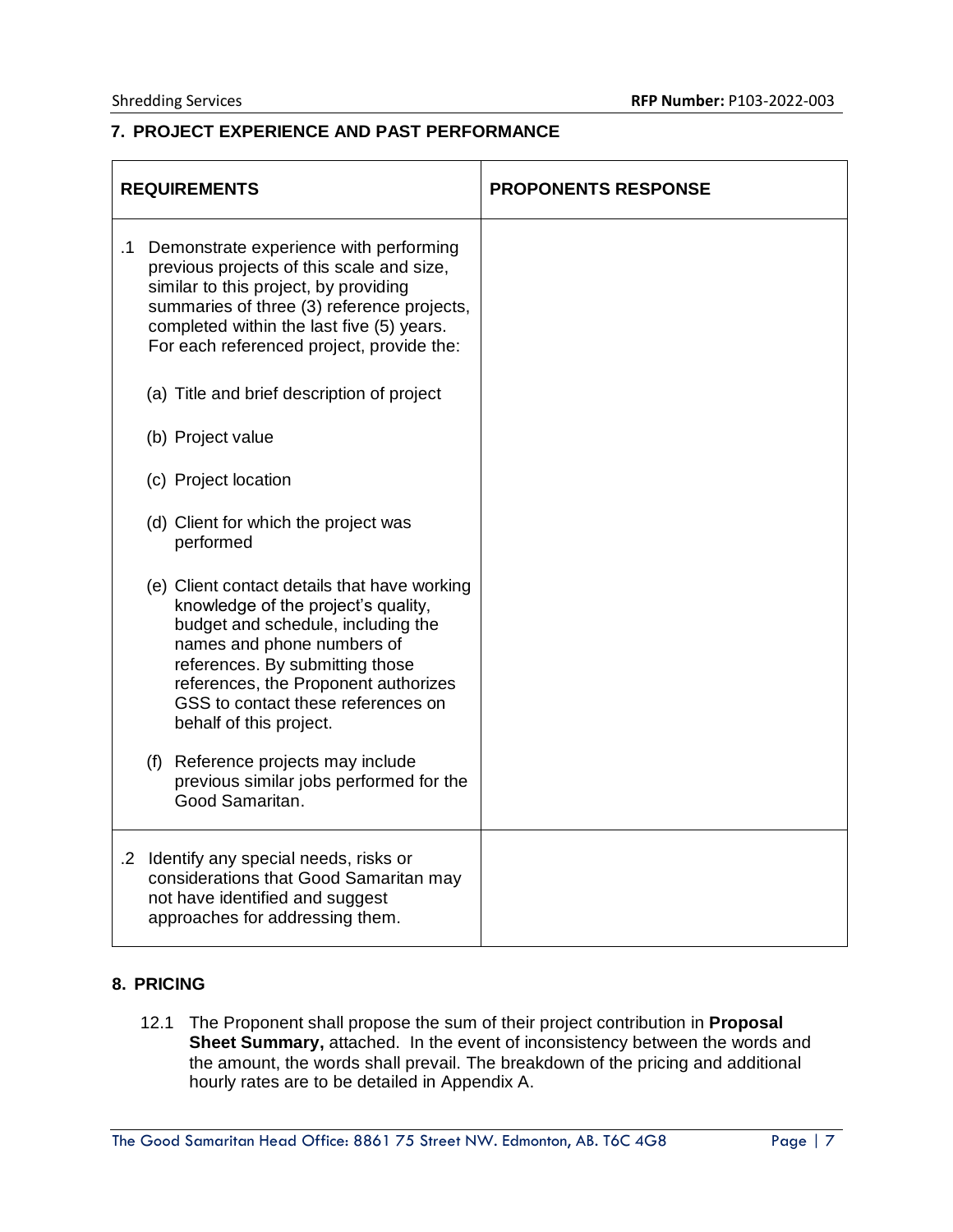## 7. PROJECT EXPERIENCE AND PAST PERFORMANCE

| REQUIREMENTS | PROPONENTS RESPONSE |
|---|---|
| .1 Demonstrate experience with performing previous projects of this scale and size, similar to this project, by providing summaries of three (3) reference projects, completed within the last five (5) years. For each referenced project, provide the:<br><br>(a) Title and brief description of project<br><br>(b) Project value<br><br>(c) Project location<br><br>(d) Client for which the project was performed<br><br>(e) Client contact details that have working knowledge of the project's quality, budget and schedule, including the names and phone numbers of references. By submitting those references, the Proponent authorizes GSS to contact these references on behalf of this project.<br><br>(f) Reference projects may include previous similar jobs performed for the Good Samaritan. | |
| .2 Identify any special needs, risks or considerations that Good Samaritan may not have identified and suggest approaches for addressing them. | |

## 8. PRICING

12.1 The Proponent shall propose the sum of their project contribution in **Proposal Sheet Summary,** attached. In the event of inconsistency between the words and the amount, the words shall prevail. The breakdown of the pricing and additional hourly rates are to be detailed in Appendix A.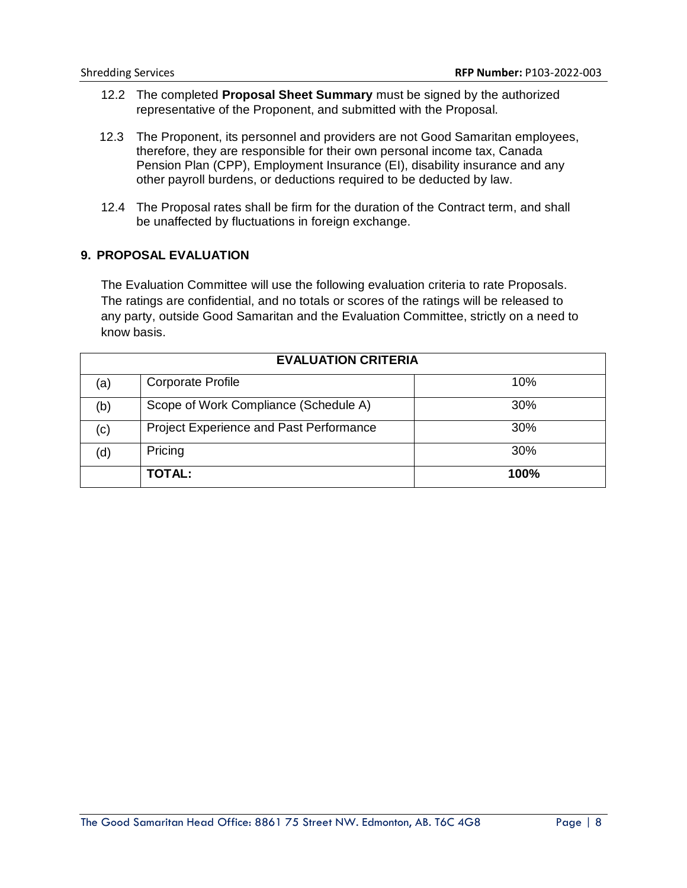12.2 The completed **Proposal Sheet Summary** must be signed by the authorized representative of the Proponent, and submitted with the Proposal.

12.3 The Proponent, its personnel and providers are not Good Samaritan employees, therefore, they are responsible for their own personal income tax, Canada Pension Plan (CPP), Employment Insurance (EI), disability insurance and any other payroll burdens, or deductions required to be deducted by law.

12.4 The Proposal rates shall be firm for the duration of the Contract term, and shall be unaffected by fluctuations in foreign exchange.

## 9. PROPOSAL EVALUATION

The Evaluation Committee will use the following evaluation criteria to rate Proposals. The ratings are confidential, and no totals or scores of the ratings will be released to any party, outside Good Samaritan and the Evaluation Committee, strictly on a need to know basis.

| **EVALUATION CRITERIA** | | |
|---|---|---|
| (a) | Corporate Profile | 10% |
| (b) | Scope of Work Compliance (Schedule A) | 30% |
| (c) | Project Experience and Past Performance | 30% |
| (d) | Pricing | 30% |
| | **TOTAL:** | **100%** |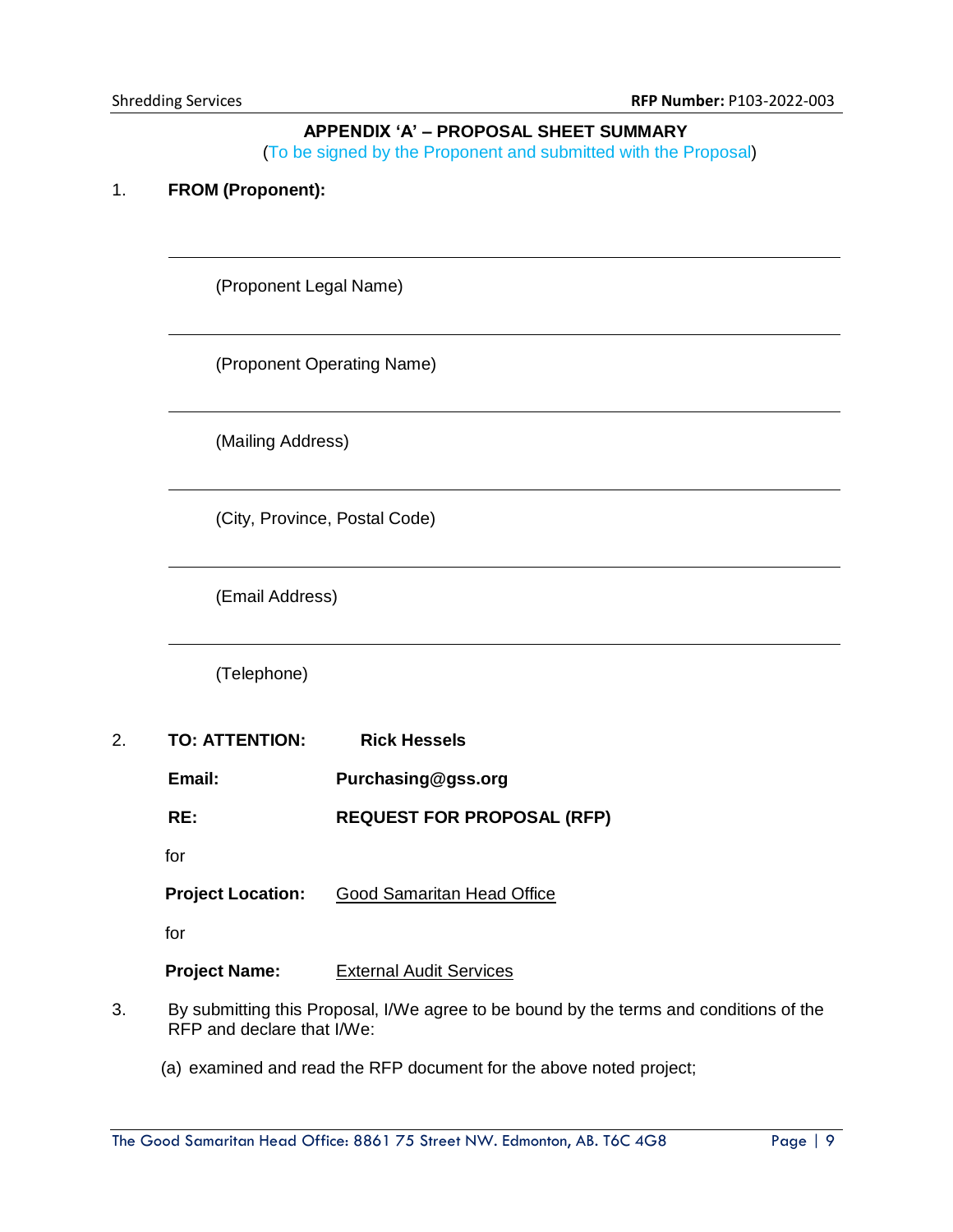## APPENDIX 'A' – PROPOSAL SHEET SUMMARY

(To be signed by the Proponent and submitted with the Proposal)

1. **FROM (Proponent):**

___________________________________________

(Proponent Legal Name)

___________________________________________

(Proponent Operating Name)

___________________________________________

(Mailing Address)

___________________________________________

(City, Province, Postal Code)

___________________________________________

(Email Address)

___________________________________________

(Telephone)

2. **TO: ATTENTION:** **Rick Hessels**

   **Email:** **Purchasing@gss.org**

   **RE:** **REQUEST FOR PROPOSAL (RFP)**

   for

   **Project Location:** Good Samaritan Head Office

   for

   **Project Name:** External Audit Services

3. By submitting this Proposal, I/We agree to be bound by the terms and conditions of the RFP and declare that I/We:

   (a) examined and read the RFP document for the above noted project;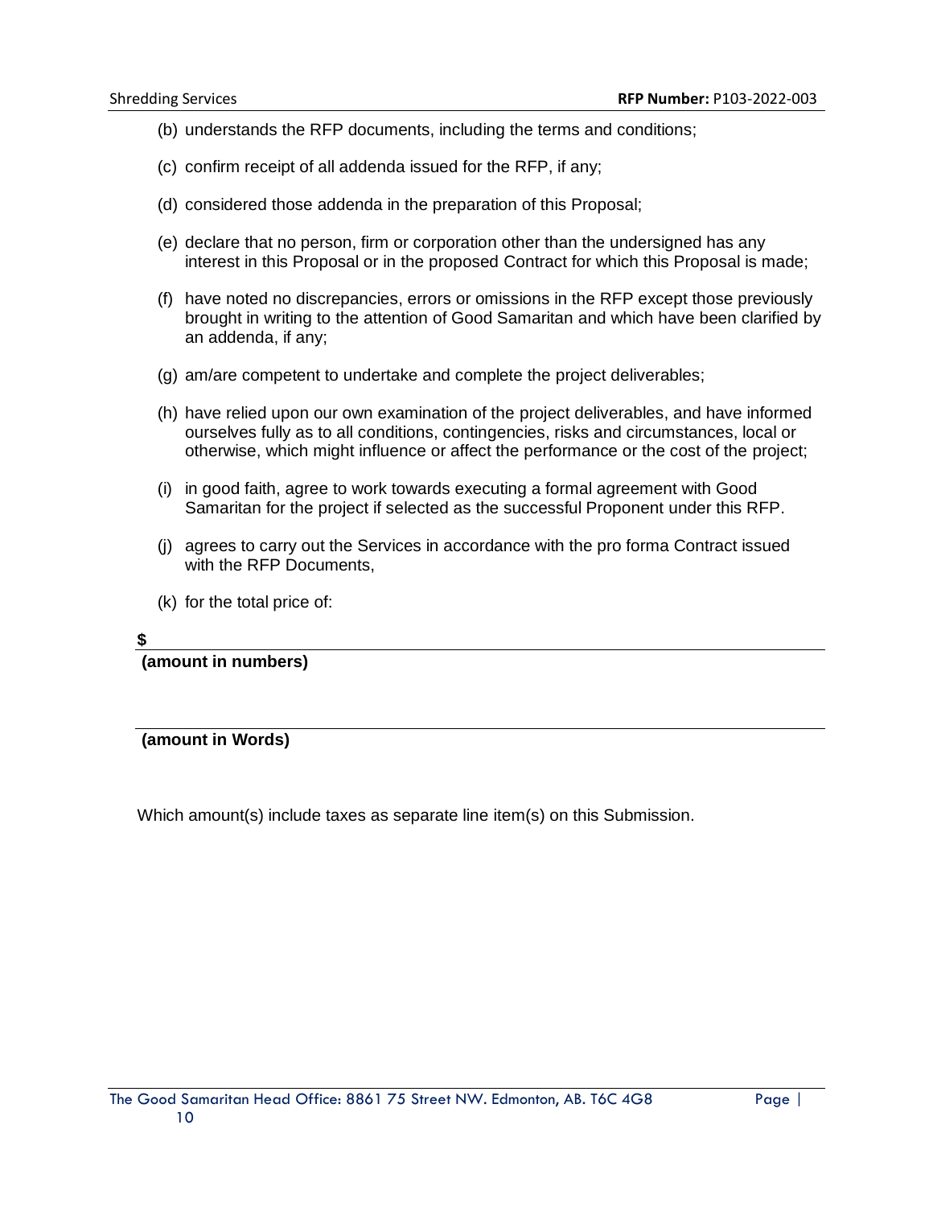(b) understands the RFP documents, including the terms and conditions;

(c) confirm receipt of all addenda issued for the RFP, if any;

(d) considered those addenda in the preparation of this Proposal;

(e) declare that no person, firm or corporation other than the undersigned has any interest in this Proposal or in the proposed Contract for which this Proposal is made;

(f) have noted no discrepancies, errors or omissions in the RFP except those previously brought in writing to the attention of Good Samaritan and which have been clarified by an addenda, if any;

(g) am/are competent to undertake and complete the project deliverables;

(h) have relied upon our own examination of the project deliverables, and have informed ourselves fully as to all conditions, contingencies, risks and circumstances, local or otherwise, which might influence or affect the performance or the cost of the project;

(i) in good faith, agree to work towards executing a formal agreement with Good Samaritan for the project if selected as the successful Proponent under this RFP.

(j) agrees to carry out the Services in accordance with the pro forma Contract issued with the RFP Documents,

(k) for the total price of:

**$** ______________________________________________

**(amount in numbers)**

______________________________________________

**(amount in Words)**

Which amount(s) include taxes as separate line item(s) on this Submission.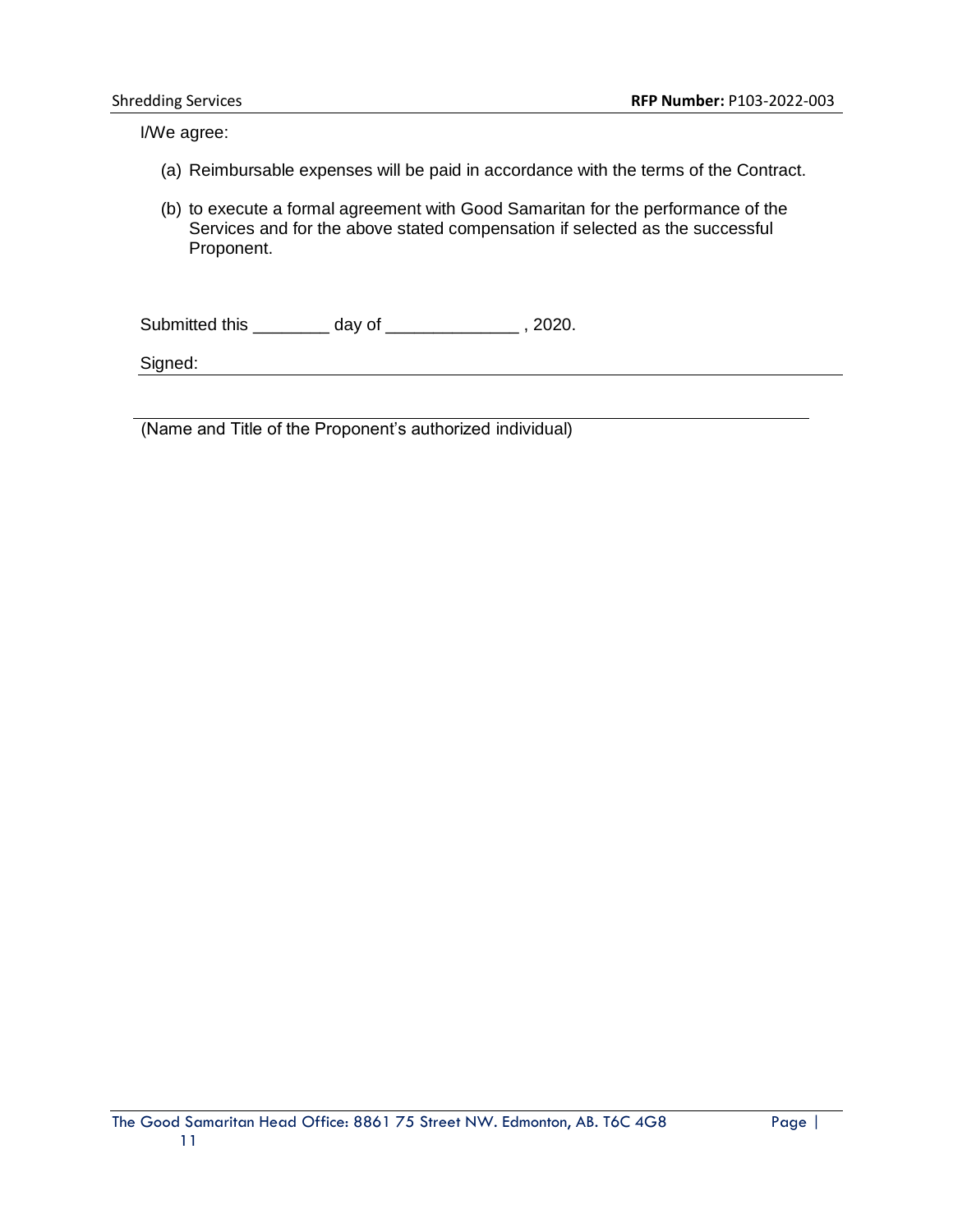I/We agree:

(a) Reimbursable expenses will be paid in accordance with the terms of the Contract.

(b) to execute a formal agreement with Good Samaritan for the performance of the Services and for the above stated compensation if selected as the successful Proponent.

Submitted this ________ day of ______________ , 2020.

Signed: ____________________________________________

____________________________________________

(Name and Title of the Proponent's authorized individual)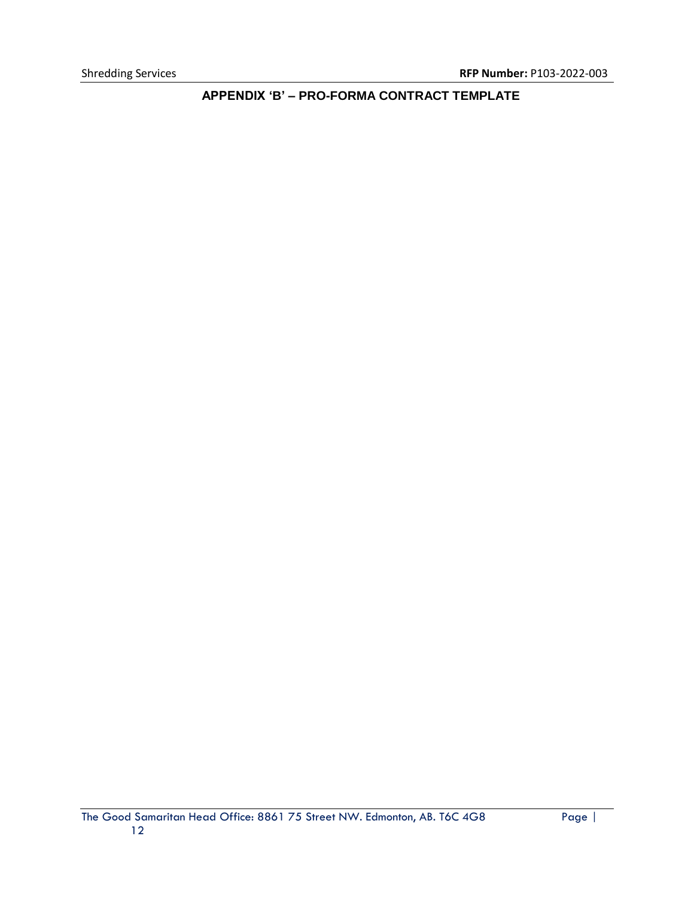# APPENDIX 'B' – PRO-FORMA CONTRACT TEMPLATE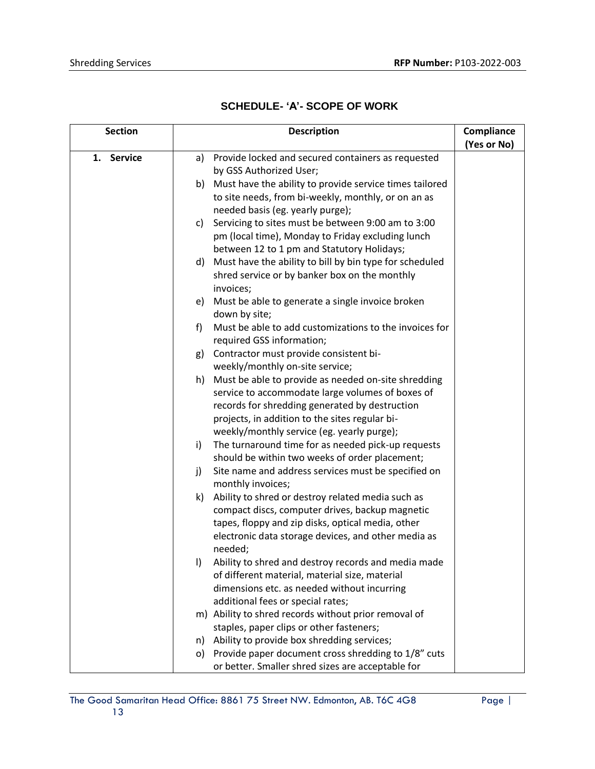## SCHEDULE- 'A'- SCOPE OF WORK

| Section | Description | Compliance (Yes or No) |
|---|---|---|
| **1. Service** | a) Provide locked and secured containers as requested by GSS Authorized User;<br>b) Must have the ability to provide service times tailored to site needs, from bi-weekly, monthly, or on an as needed basis (eg. yearly purge);<br>c) Servicing to sites must be between 9:00 am to 3:00 pm (local time), Monday to Friday excluding lunch between 12 to 1 pm and Statutory Holidays;<br>d) Must have the ability to bill by bin type for scheduled shred service or by banker box on the monthly invoices;<br>e) Must be able to generate a single invoice broken down by site;<br>f) Must be able to add customizations to the invoices for required GSS information;<br>g) Contractor must provide consistent bi-weekly/monthly on-site service;<br>h) Must be able to provide as needed on-site shredding service to accommodate large volumes of boxes of records for shredding generated by destruction projects, in addition to the sites regular bi-weekly/monthly service (eg. yearly purge);<br>i) The turnaround time for as needed pick-up requests should be within two weeks of order placement;<br>j) Site name and address services must be specified on monthly invoices;<br>k) Ability to shred or destroy related media such as compact discs, computer drives, backup magnetic tapes, floppy and zip disks, optical media, other electronic data storage devices, and other media as needed;<br>l) Ability to shred and destroy records and media made of different material, material size, material dimensions etc. as needed without incurring additional fees or special rates;<br>m) Ability to shred records without prior removal of staples, paper clips or other fasteners;<br>n) Ability to provide box shredding services;<br>o) Provide paper document cross shredding to 1/8" cuts or better. Smaller shred sizes are acceptable for | |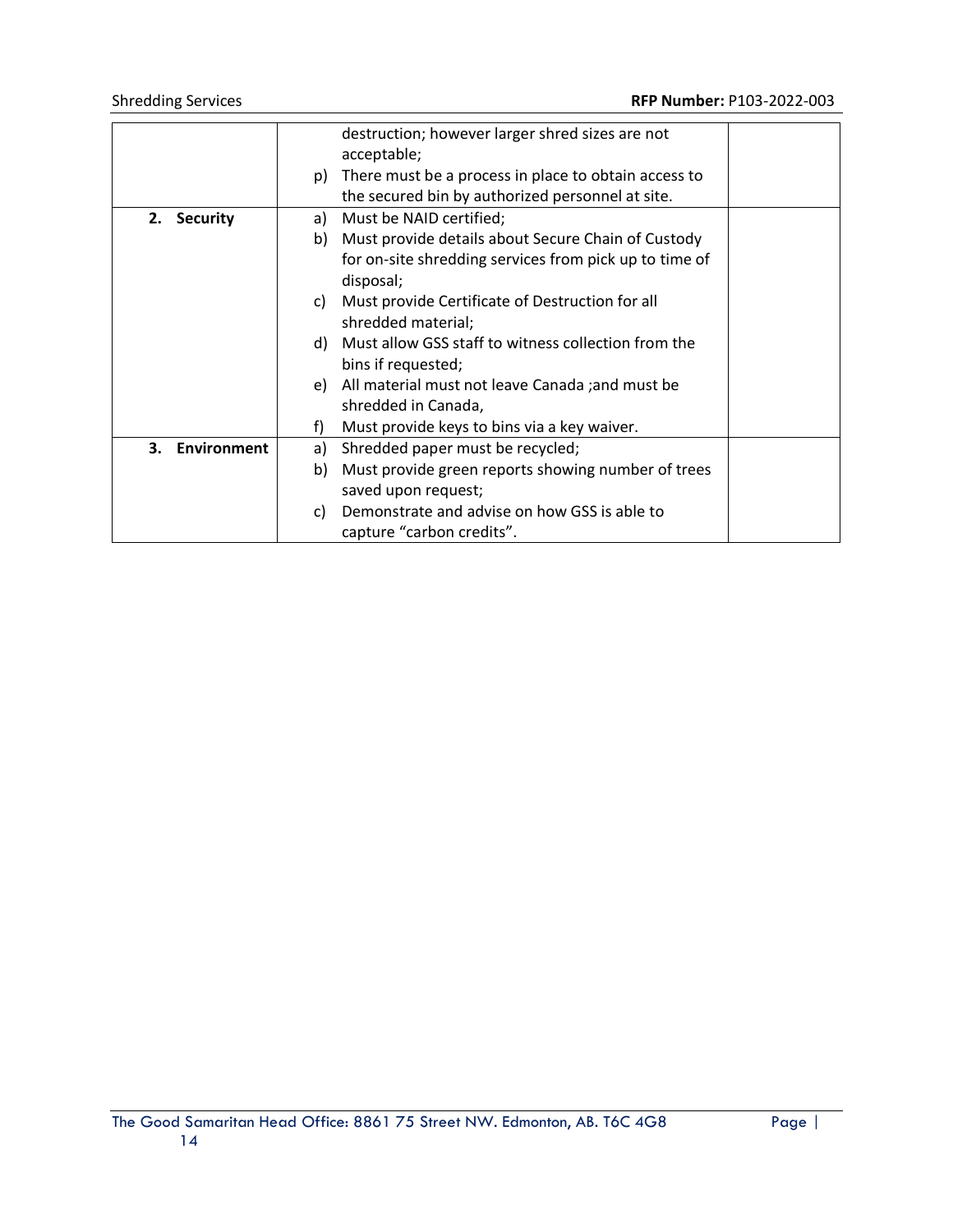| | | |
|---|---|---|
| | destruction; however larger shred sizes are not acceptable;<br>p) There must be a process in place to obtain access to the secured bin by authorized personnel at site. | |
| **2. Security** | a) Must be NAID certified;<br>b) Must provide details about Secure Chain of Custody for on-site shredding services from pick up to time of disposal;<br>c) Must provide Certificate of Destruction for all shredded material;<br>d) Must allow GSS staff to witness collection from the bins if requested;<br>e) All material must not leave Canada ;and must be shredded in Canada,<br>f) Must provide keys to bins via a key waiver. | |
| **3. Environment** | a) Shredded paper must be recycled;<br>b) Must provide green reports showing number of trees saved upon request;<br>c) Demonstrate and advise on how GSS is able to capture "carbon credits". | |